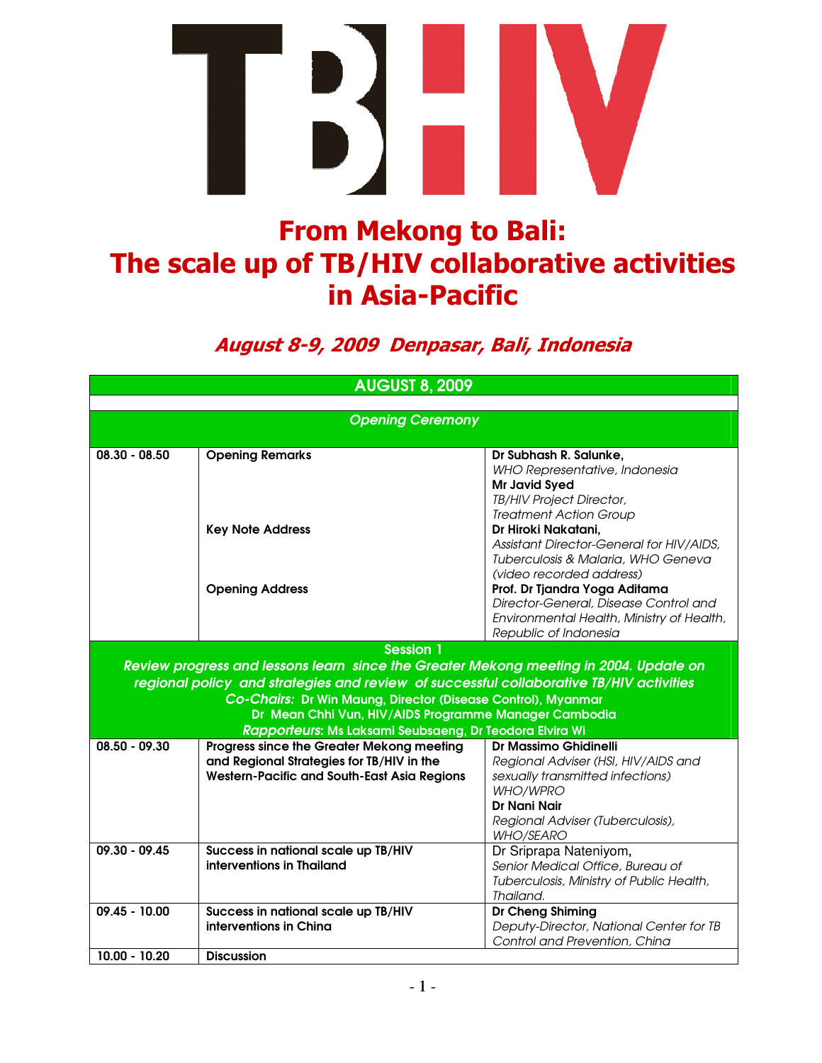# TB/HIV

# From Mekong to Bali: The scale up of TB/HIV collaborative activities in Asia-Pacific

## *August 8-9, 2009 Denpasar, Bali, Indonesia*

| AUGUST 8, 2009 | | |
|---|---|---|
| *Opening Ceremony* | | |
| 08.30 - 08.50 | Opening Remarks | **Dr Subhash R. Salunke,** *WHO Representative, Indonesia* **Mr Javid Syed** *TB/HIV Project Director, Treatment Action Group* |
| | Key Note Address | **Dr Hiroki Nakatani,** *Assistant Director-General for HIV/AIDS, Tuberculosis & Malaria, WHO Geneva (video recorded address)* |
| | Opening Address | **Prof. Dr Tjandra Yoga Aditama** *Director-General, Disease Control and Environmental Health, Ministry of Health, Republic of Indonesia* |
| **Session 1** *Review progress and lessons learn since the Greater Mekong meeting in 2004. Update on regional policy and strategies and review of successful collaborative TB/HIV activities* *Co-Chairs:* Dr Win Maung, Director (Disease Control), Myanmar; Dr Mean Chhi Vun, HIV/AIDS Programme Manager Cambodia; *Rapporteurs*: Ms Laksami Seubsaeng, Dr Teodora Elvira Wi | | |
| 08.50 - 09.30 | **Progress since the Greater Mekong meeting and Regional Strategies for TB/HIV in the Western-Pacific and South-East Asia Regions** | **Dr Massimo Ghidinelli** *Regional Adviser (HSI, HIV/AIDS and sexually transmitted infections) WHO/WPRO* **Dr Nani Nair** *Regional Adviser (Tuberculosis), WHO/SEARO* |
| 09.30 - 09.45 | **Success in national scale up TB/HIV interventions in Thailand** | Dr Sriprapa Nateniyom, *Senior Medical Office, Bureau of Tuberculosis, Ministry of Public Health, Thailand.* |
| 09.45 - 10.00 | **Success in national scale up TB/HIV interventions in China** | **Dr Cheng Shiming** *Deputy-Director, National Center for TB Control and Prevention, China* |
| 10.00 - 10.20 | Discussion | |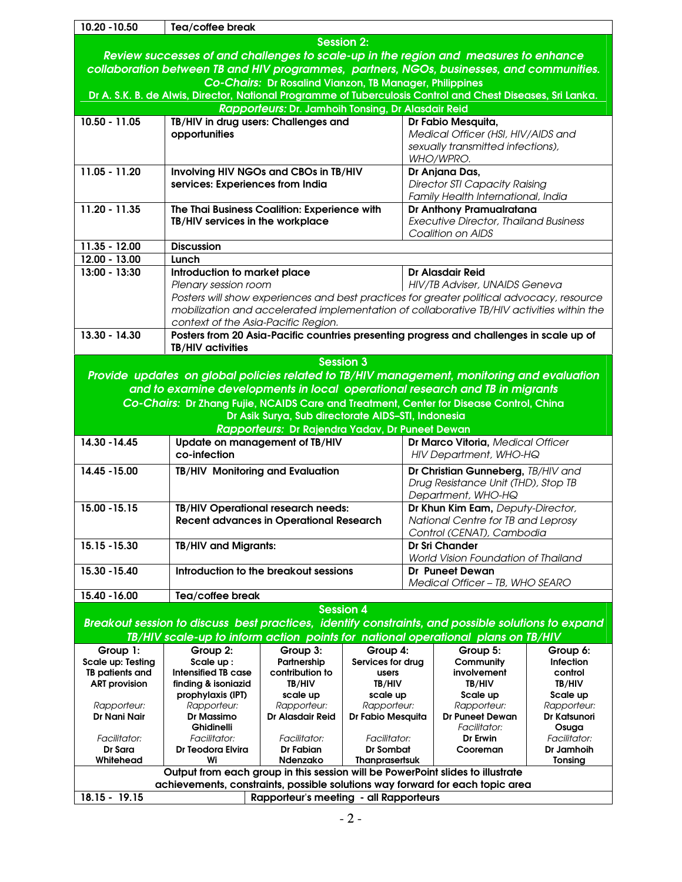| Time | Item | Speaker |
|---|---|---|
| 10.20 -10.50 | Tea/coffee break | |

**Session 2:**

***Review successes of and challenges to scale-up in the region and measures to enhance collaboration between TB and HIV programmes, partners, NGOs, businesses, and communities.***

***Co-Chairs:*** **Dr Rosalind Vianzon, TB Manager, Philippines**

**Dr A. S.K. B. de Alwis, Director, National Programme of Tuberculosis Control and Chest Diseases, Sri Lanka.**

***Rapporteurs:*** **Dr. Jamhoih Tonsing, Dr Alasdair Reid**

| Time | Item | Speaker |
|---|---|---|
| 10.50 - 11.05 | **TB/HIV in drug users: Challenges and opportunities** | **Dr Fabio Mesquita,** *Medical Officer (HSI, HIV/AIDS and sexually transmitted infections), WHO/WPRO.* |
| 11.05 - 11.20 | **Involving HIV NGOs and CBOs in TB/HIV services: Experiences from India** | **Dr Anjana Das,** *Director STI Capacity Raising Family Health International, India* |
| 11.20 - 11.35 | **The Thai Business Coalition: Experience with TB/HIV services in the workplace** | **Dr Anthony Pramualratana** *Executive Director, Thailand Business Coalition on AIDS* |
| 11.35 - 12.00 | **Discussion** | |
| 12.00 - 13.00 | **Lunch** | |
| 13:00 - 13:30 | **Introduction to market place** *Plenary session room* *Posters will show experiences and best practices for greater political advocacy, resource mobilization and accelerated implementation of collaborative TB/HIV activities within the context of the Asia-Pacific Region.* | **Dr Alasdair Reid** *HIV/TB Adviser, UNAIDS Geneva* |
| 13.30 - 14.30 | **Posters from 20 Asia-Pacific countries presenting progress and challenges in scale up of TB/HIV activities** | |

**Session 3**

***Provide updates on global policies related to TB/HIV management, monitoring and evaluation and to examine developments in local operational research and TB in migrants***

***Co-Chairs:*** **Dr Zhang Fujie, NCAIDS Care and Treatment, Center for Disease Control, China**

**Dr Asik Surya, Sub directorate AIDS–STI, Indonesia**

***Rapporteurs:*** **Dr Rajendra Yadav, Dr Puneet Dewan**

| Time | Item | Speaker |
|---|---|---|
| 14.30 -14.45 | **Update on management of TB/HIV co-infection** | **Dr Marco Vitoria,** *Medical Officer HIV Department, WHO-HQ* |
| 14.45 -15.00 | **TB/HIV Monitoring and Evaluation** | **Dr Christian Gunneberg,** *TB/HIV and Drug Resistance Unit (THD), Stop TB Department, WHO-HQ* |
| 15.00 -15.15 | **TB/HIV Operational research needs: Recent advances in Operational Research** | **Dr Khun Kim Eam,** *Deputy-Director, National Centre for TB and Leprosy Control (CENAT), Cambodia* |
| 15.15 -15.30 | **TB/HIV and Migrants:** | **Dr Sri Chander** *World Vision Foundation of Thailand* |
| 15.30 -15.40 | **Introduction to the breakout sessions** | **Dr Puneet Dewan** *Medical Officer – TB, WHO SEARO* |
| 15.40 -16.00 | **Tea/coffee break** | |

**Session 4**

***Breakout session to discuss best practices, identify constraints, and possible solutions to expand TB/HIV scale-up to inform action points for national operational plans on TB/HIV***

| Group 1: Scale up: Testing TB patients and ART provision | Group 2: Scale up : Intensified TB case finding & isoniazid prophylaxis (IPT) | Group 3: Partnership contribution to TB/HIV scale up | Group 4: Services for drug users TB/HIV scale up | Group 5: Community involvement TB/HIV Scale up | Group 6: Infection control TB/HIV Scale up |
|---|---|---|---|---|---|
| *Rapporteur:* **Dr Nani Nair** | *Rapporteur:* **Dr Massimo Ghidinelli** | *Rapporteur:* **Dr Alasdair Reid** | *Rapporteur:* **Dr Fabio Mesquita** | *Rapporteur:* **Dr Puneet Dewan** | *Rapporteur:* **Dr Katsunori Osuga** |
| *Facilitator:* **Dr Sara Whitehead** | *Facilitator:* **Dr Teodora Elvira Wi** | *Facilitator:* **Dr Fabian Ndenzako** | *Facilitator:* **Dr Sombat Thanprasertsuk** | *Facilitator:* **Dr Erwin Cooreman** | *Facilitator:* **Dr Jamhoih Tonsing** |

**Output from each group in this session will be PowerPoint slides to illustrate achievements, constraints, possible solutions way forward for each topic area**

| Time | Item |
|---|---|
| 18.15 - 19.15 | **Rapporteur's meeting - all Rapporteurs** |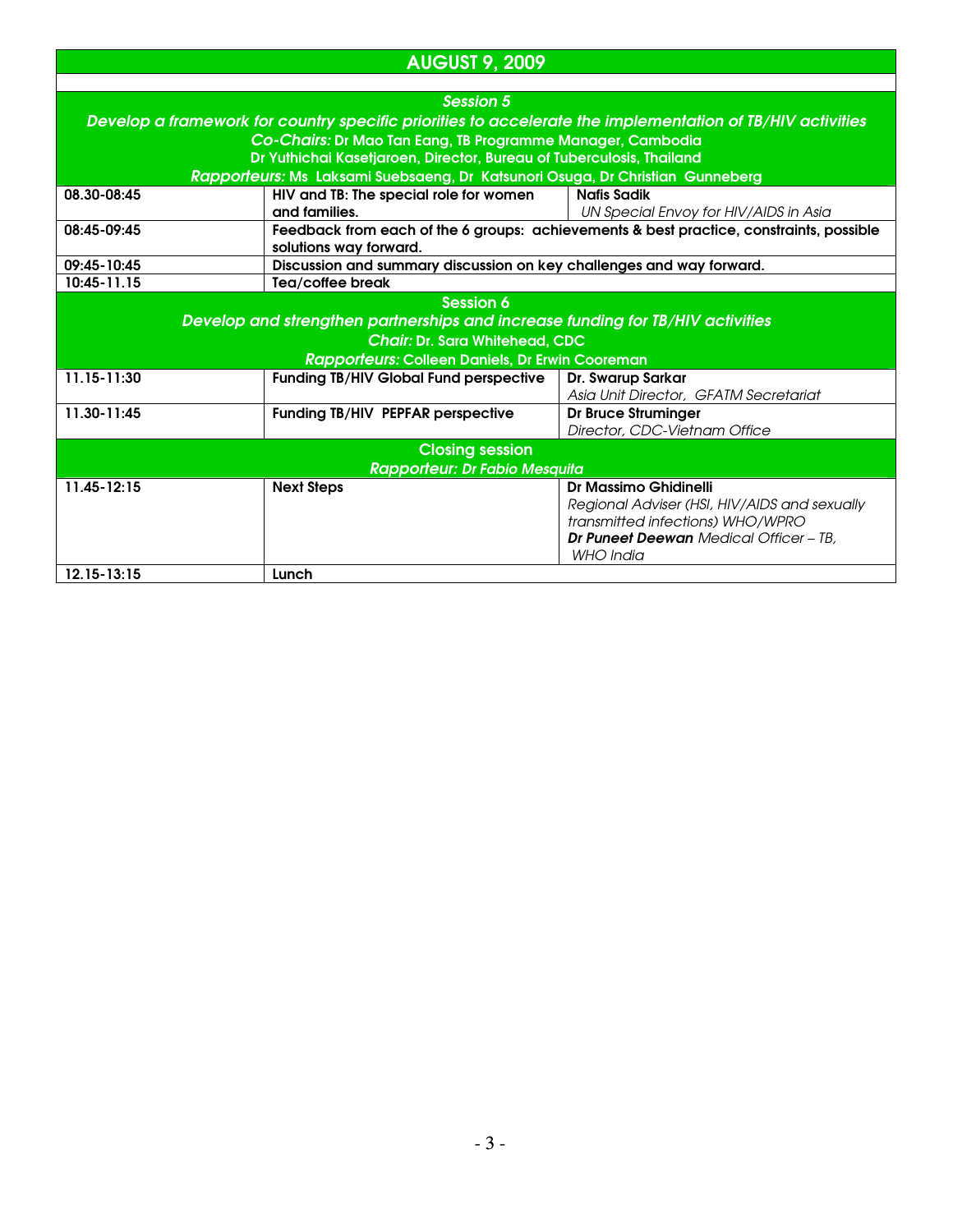| AUGUST 9, 2009 | | |
|---|---|---|
| | | |
| ***Session 5*** <br> ***Develop a framework for country specific priorities to accelerate the implementation of TB/HIV activities*** <br> ***Co-Chairs:*** **Dr Mao Tan Eang, TB Programme Manager, Cambodia** <br> **Dr Yuthichai Kasetjaroen, Director, Bureau of Tuberculosis, Thailand** <br> ***Rapporteurs:*** **Ms Laksami Suebsaeng, Dr Katsunori Osuga, Dr Christian Gunneberg** | | |
| **08.30-08:45** | **HIV and TB: The special role for women and families.** | **Nafis Sadik** <br> *UN Special Envoy for HIV/AIDS in Asia* |
| **08:45-09:45** | **Feedback from each of the 6 groups: achievements & best practice, constraints, possible solutions way forward.** | |
| **09:45-10:45** | **Discussion and summary discussion on key challenges and way forward.** | |
| **10:45-11.15** | **Tea/coffee break** | |
| **Session 6** <br> ***Develop and strengthen partnerships and increase funding for TB/HIV activities*** <br> ***Chair:*** **Dr. Sara Whitehead, CDC** <br> ***Rapporteurs:*** **Colleen Daniels, Dr Erwin Cooreman** | | |
| **11.15-11:30** | **Funding TB/HIV Global Fund perspective** | **Dr. Swarup Sarkar** <br> *Asia Unit Director, GFATM Secretariat* |
| **11.30-11:45** | **Funding TB/HIV PEPFAR perspective** | **Dr Bruce Struminger** <br> *Director, CDC-Vietnam Office* |
| **Closing session** <br> ***Rapporteur: Dr Fabio Mesquita*** | | |
| **11.45-12:15** | **Next Steps** | **Dr Massimo Ghidinelli** <br> *Regional Adviser (HSI, HIV/AIDS and sexually transmitted infections) WHO/WPRO* <br> ***Dr Puneet Deewan*** *Medical Officer – TB, WHO India* |
| **12.15-13:15** | **Lunch** | |